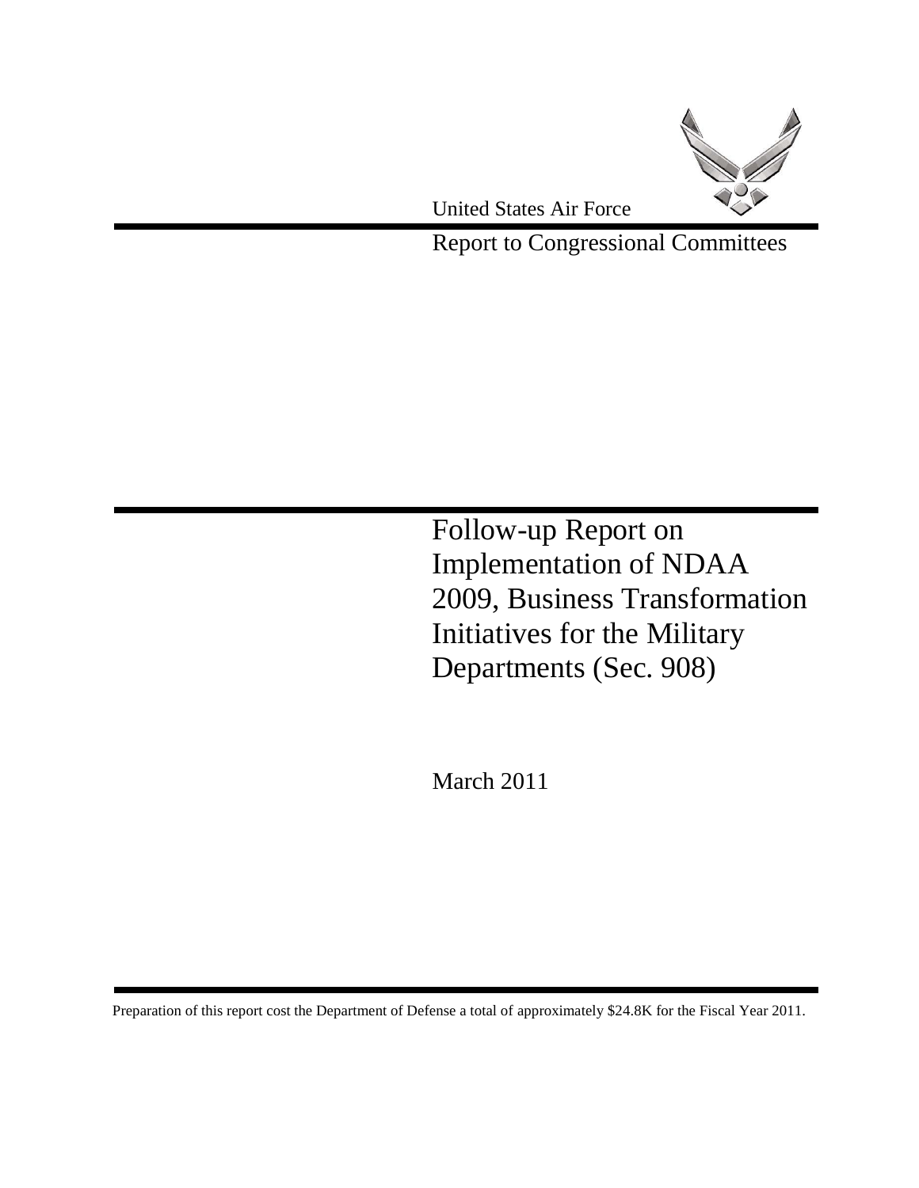United States Air Force

Report to Congressional Committees

# Follow-up Report on Implementation of NDAA 2009, Business Transformation Initiatives for the Military Departments (Sec. 908)

March 2011

Preparation of this report cost the Department of Defense a total of approximately $24.8K for the Fiscal Year 2011.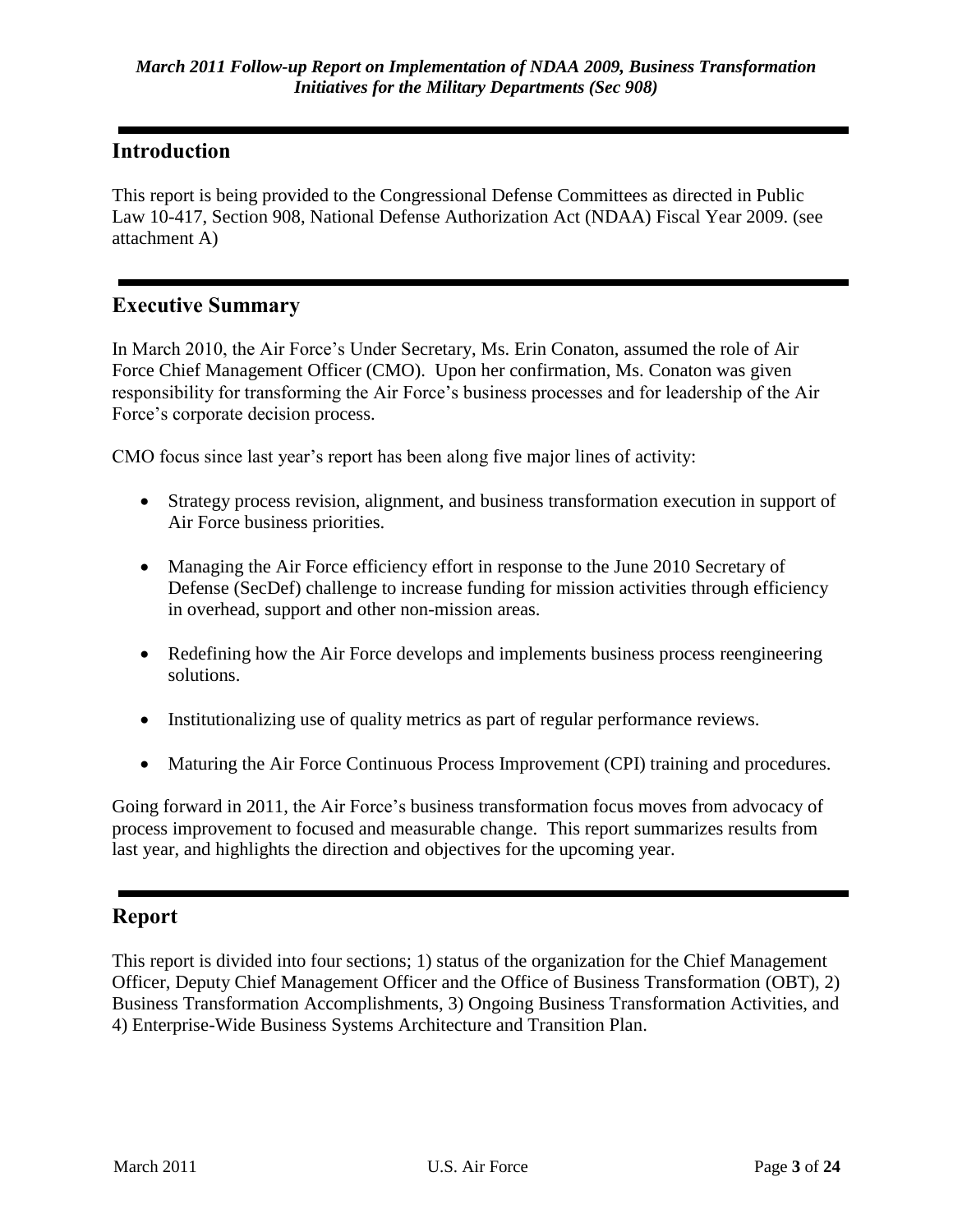## Introduction

This report is being provided to the Congressional Defense Committees as directed in Public Law 10-417, Section 908, National Defense Authorization Act (NDAA) Fiscal Year 2009. (see attachment A)

## Executive Summary

In March 2010, the Air Force's Under Secretary, Ms. Erin Conaton, assumed the role of Air Force Chief Management Officer (CMO). Upon her confirmation, Ms. Conaton was given responsibility for transforming the Air Force's business processes and for leadership of the Air Force's corporate decision process.

CMO focus since last year's report has been along five major lines of activity:

- Strategy process revision, alignment, and business transformation execution in support of Air Force business priorities.
- Managing the Air Force efficiency effort in response to the June 2010 Secretary of Defense (SecDef) challenge to increase funding for mission activities through efficiency in overhead, support and other non-mission areas.
- Redefining how the Air Force develops and implements business process reengineering solutions.
- Institutionalizing use of quality metrics as part of regular performance reviews.
- Maturing the Air Force Continuous Process Improvement (CPI) training and procedures.

Going forward in 2011, the Air Force's business transformation focus moves from advocacy of process improvement to focused and measurable change. This report summarizes results from last year, and highlights the direction and objectives for the upcoming year.

## Report

This report is divided into four sections; 1) status of the organization for the Chief Management Officer, Deputy Chief Management Officer and the Office of Business Transformation (OBT), 2) Business Transformation Accomplishments, 3) Ongoing Business Transformation Activities, and 4) Enterprise-Wide Business Systems Architecture and Transition Plan.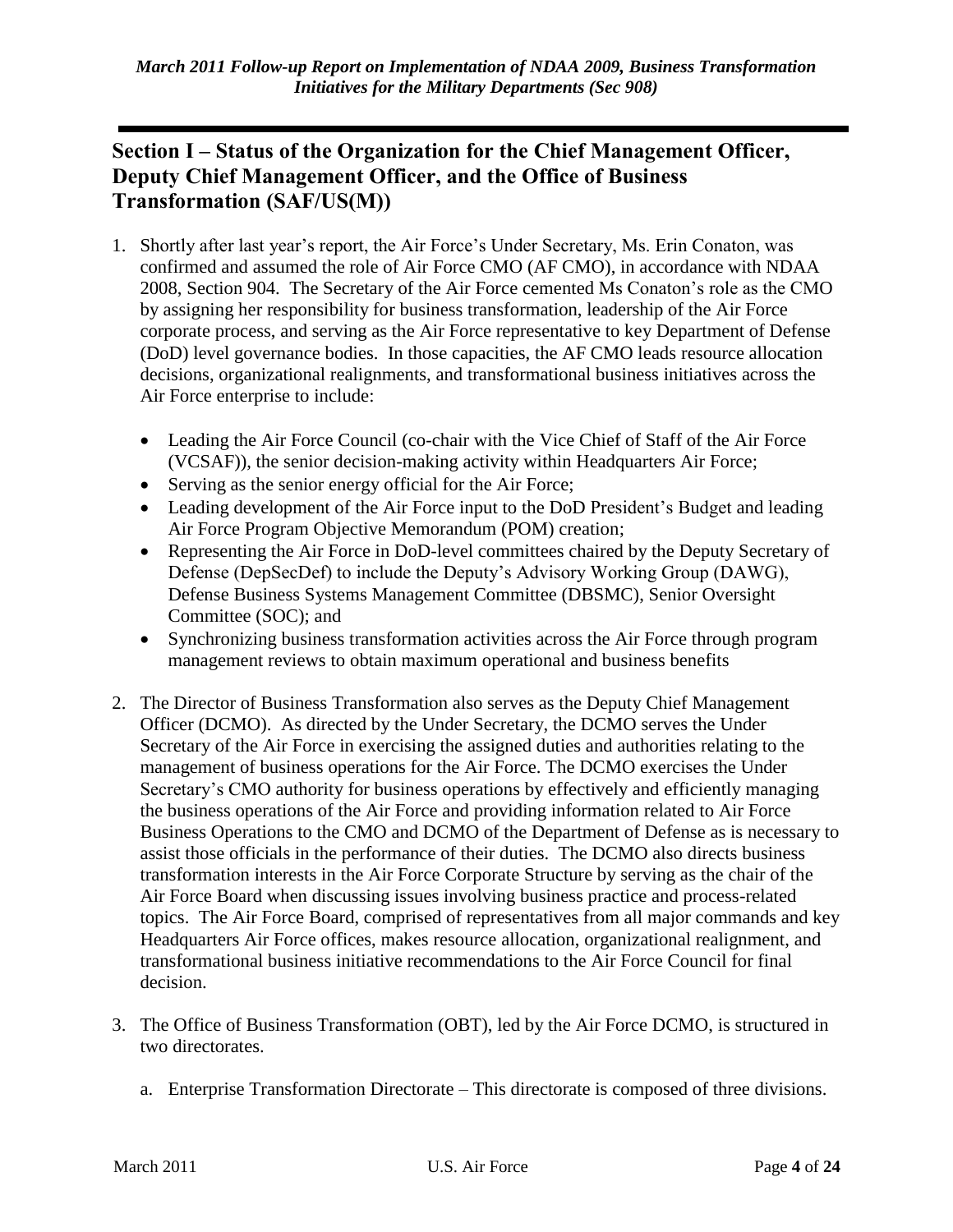## Section I – Status of the Organization for the Chief Management Officer, Deputy Chief Management Officer, and the Office of Business Transformation (SAF/US(M))

1. Shortly after last year's report, the Air Force's Under Secretary, Ms. Erin Conaton, was confirmed and assumed the role of Air Force CMO (AF CMO), in accordance with NDAA 2008, Section 904. The Secretary of the Air Force cemented Ms Conaton's role as the CMO by assigning her responsibility for business transformation, leadership of the Air Force corporate process, and serving as the Air Force representative to key Department of Defense (DoD) level governance bodies. In those capacities, the AF CMO leads resource allocation decisions, organizational realignments, and transformational business initiatives across the Air Force enterprise to include:

   - Leading the Air Force Council (co-chair with the Vice Chief of Staff of the Air Force (VCSAF)), the senior decision-making activity within Headquarters Air Force;
   - Serving as the senior energy official for the Air Force;
   - Leading development of the Air Force input to the DoD President's Budget and leading Air Force Program Objective Memorandum (POM) creation;
   - Representing the Air Force in DoD-level committees chaired by the Deputy Secretary of Defense (DepSecDef) to include the Deputy's Advisory Working Group (DAWG), Defense Business Systems Management Committee (DBSMC), Senior Oversight Committee (SOC); and
   - Synchronizing business transformation activities across the Air Force through program management reviews to obtain maximum operational and business benefits

2. The Director of Business Transformation also serves as the Deputy Chief Management Officer (DCMO). As directed by the Under Secretary, the DCMO serves the Under Secretary of the Air Force in exercising the assigned duties and authorities relating to the management of business operations for the Air Force. The DCMO exercises the Under Secretary's CMO authority for business operations by effectively and efficiently managing the business operations of the Air Force and providing information related to Air Force Business Operations to the CMO and DCMO of the Department of Defense as is necessary to assist those officials in the performance of their duties. The DCMO also directs business transformation interests in the Air Force Corporate Structure by serving as the chair of the Air Force Board when discussing issues involving business practice and process-related topics. The Air Force Board, comprised of representatives from all major commands and key Headquarters Air Force offices, makes resource allocation, organizational realignment, and transformational business initiative recommendations to the Air Force Council for final decision.

3. The Office of Business Transformation (OBT), led by the Air Force DCMO, is structured in two directorates.

   a. Enterprise Transformation Directorate – This directorate is composed of three divisions.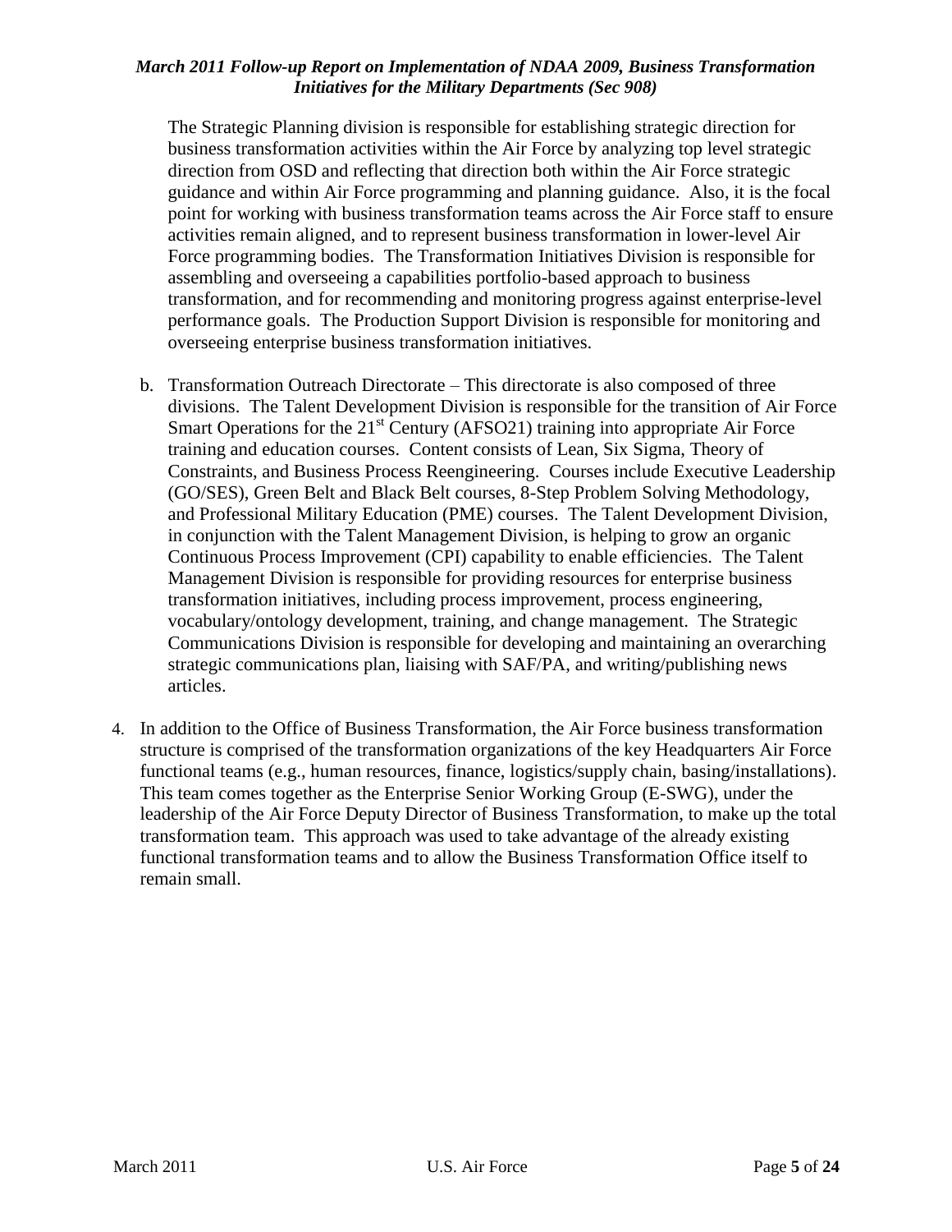The Strategic Planning division is responsible for establishing strategic direction for business transformation activities within the Air Force by analyzing top level strategic direction from OSD and reflecting that direction both within the Air Force strategic guidance and within Air Force programming and planning guidance. Also, it is the focal point for working with business transformation teams across the Air Force staff to ensure activities remain aligned, and to represent business transformation in lower-level Air Force programming bodies. The Transformation Initiatives Division is responsible for assembling and overseeing a capabilities portfolio-based approach to business transformation, and for recommending and monitoring progress against enterprise-level performance goals. The Production Support Division is responsible for monitoring and overseeing enterprise business transformation initiatives.

b. Transformation Outreach Directorate – This directorate is also composed of three divisions. The Talent Development Division is responsible for the transition of Air Force Smart Operations for the 21st Century (AFSO21) training into appropriate Air Force training and education courses. Content consists of Lean, Six Sigma, Theory of Constraints, and Business Process Reengineering. Courses include Executive Leadership (GO/SES), Green Belt and Black Belt courses, 8-Step Problem Solving Methodology, and Professional Military Education (PME) courses. The Talent Development Division, in conjunction with the Talent Management Division, is helping to grow an organic Continuous Process Improvement (CPI) capability to enable efficiencies. The Talent Management Division is responsible for providing resources for enterprise business transformation initiatives, including process improvement, process engineering, vocabulary/ontology development, training, and change management. The Strategic Communications Division is responsible for developing and maintaining an overarching strategic communications plan, liaising with SAF/PA, and writing/publishing news articles.

4. In addition to the Office of Business Transformation, the Air Force business transformation structure is comprised of the transformation organizations of the key Headquarters Air Force functional teams (e.g., human resources, finance, logistics/supply chain, basing/installations). This team comes together as the Enterprise Senior Working Group (E-SWG), under the leadership of the Air Force Deputy Director of Business Transformation, to make up the total transformation team. This approach was used to take advantage of the already existing functional transformation teams and to allow the Business Transformation Office itself to remain small.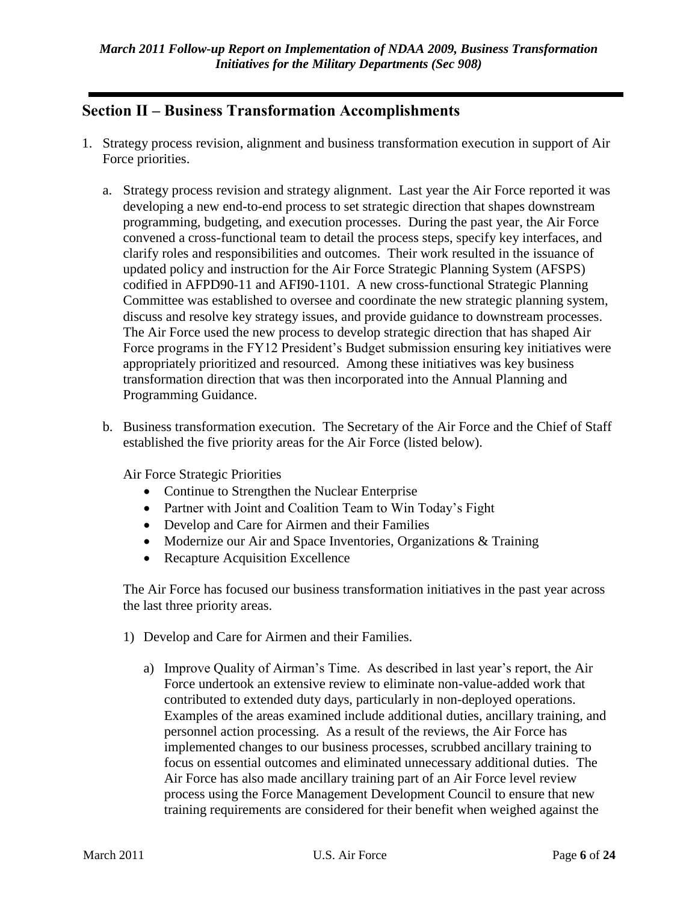## Section II – Business Transformation Accomplishments

1. Strategy process revision, alignment and business transformation execution in support of Air Force priorities.

   a. Strategy process revision and strategy alignment. Last year the Air Force reported it was developing a new end-to-end process to set strategic direction that shapes downstream programming, budgeting, and execution processes. During the past year, the Air Force convened a cross-functional team to detail the process steps, specify key interfaces, and clarify roles and responsibilities and outcomes. Their work resulted in the issuance of updated policy and instruction for the Air Force Strategic Planning System (AFSPS) codified in AFPD90-11 and AFI90-1101. A new cross-functional Strategic Planning Committee was established to oversee and coordinate the new strategic planning system, discuss and resolve key strategy issues, and provide guidance to downstream processes. The Air Force used the new process to develop strategic direction that has shaped Air Force programs in the FY12 President's Budget submission ensuring key initiatives were appropriately prioritized and resourced. Among these initiatives was key business transformation direction that was then incorporated into the Annual Planning and Programming Guidance.

   b. Business transformation execution. The Secretary of the Air Force and the Chief of Staff established the five priority areas for the Air Force (listed below).

      Air Force Strategic Priorities

      - Continue to Strengthen the Nuclear Enterprise
      - Partner with Joint and Coalition Team to Win Today's Fight
      - Develop and Care for Airmen and their Families
      - Modernize our Air and Space Inventories, Organizations & Training
      - Recapture Acquisition Excellence

      The Air Force has focused our business transformation initiatives in the past year across the last three priority areas.

      1) Develop and Care for Airmen and their Families.

         a) Improve Quality of Airman's Time. As described in last year's report, the Air Force undertook an extensive review to eliminate non-value-added work that contributed to extended duty days, particularly in non-deployed operations. Examples of the areas examined include additional duties, ancillary training, and personnel action processing. As a result of the reviews, the Air Force has implemented changes to our business processes, scrubbed ancillary training to focus on essential outcomes and eliminated unnecessary additional duties. The Air Force has also made ancillary training part of an Air Force level review process using the Force Management Development Council to ensure that new training requirements are considered for their benefit when weighed against the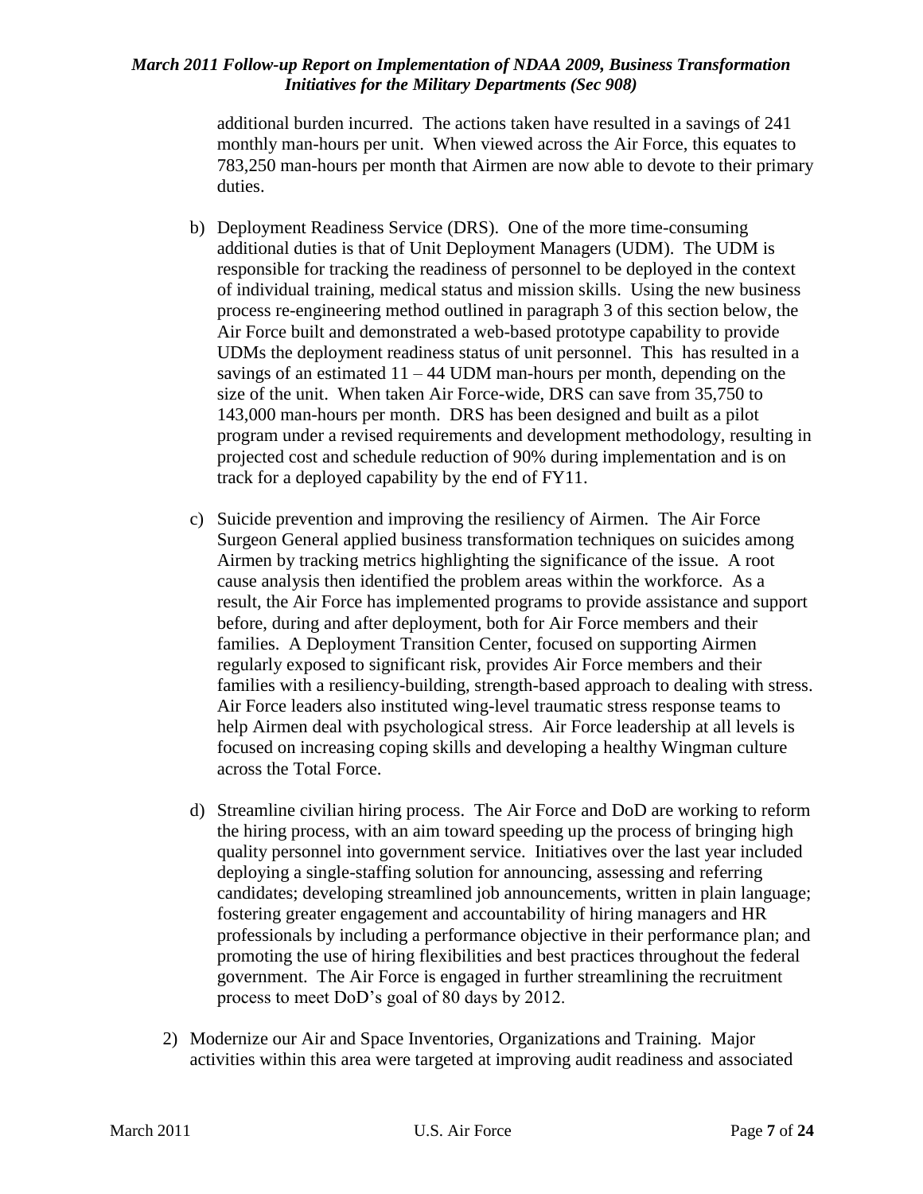additional burden incurred. The actions taken have resulted in a savings of 241 monthly man-hours per unit. When viewed across the Air Force, this equates to 783,250 man-hours per month that Airmen are now able to devote to their primary duties.

b) Deployment Readiness Service (DRS). One of the more time-consuming additional duties is that of Unit Deployment Managers (UDM). The UDM is responsible for tracking the readiness of personnel to be deployed in the context of individual training, medical status and mission skills. Using the new business process re-engineering method outlined in paragraph 3 of this section below, the Air Force built and demonstrated a web-based prototype capability to provide UDMs the deployment readiness status of unit personnel. This has resulted in a savings of an estimated 11 – 44 UDM man-hours per month, depending on the size of the unit. When taken Air Force-wide, DRS can save from 35,750 to 143,000 man-hours per month. DRS has been designed and built as a pilot program under a revised requirements and development methodology, resulting in projected cost and schedule reduction of 90% during implementation and is on track for a deployed capability by the end of FY11.

c) Suicide prevention and improving the resiliency of Airmen. The Air Force Surgeon General applied business transformation techniques on suicides among Airmen by tracking metrics highlighting the significance of the issue. A root cause analysis then identified the problem areas within the workforce. As a result, the Air Force has implemented programs to provide assistance and support before, during and after deployment, both for Air Force members and their families. A Deployment Transition Center, focused on supporting Airmen regularly exposed to significant risk, provides Air Force members and their families with a resiliency-building, strength-based approach to dealing with stress. Air Force leaders also instituted wing-level traumatic stress response teams to help Airmen deal with psychological stress. Air Force leadership at all levels is focused on increasing coping skills and developing a healthy Wingman culture across the Total Force.

d) Streamline civilian hiring process. The Air Force and DoD are working to reform the hiring process, with an aim toward speeding up the process of bringing high quality personnel into government service. Initiatives over the last year included deploying a single-staffing solution for announcing, assessing and referring candidates; developing streamlined job announcements, written in plain language; fostering greater engagement and accountability of hiring managers and HR professionals by including a performance objective in their performance plan; and promoting the use of hiring flexibilities and best practices throughout the federal government. The Air Force is engaged in further streamlining the recruitment process to meet DoD's goal of 80 days by 2012.

2) Modernize our Air and Space Inventories, Organizations and Training. Major activities within this area were targeted at improving audit readiness and associated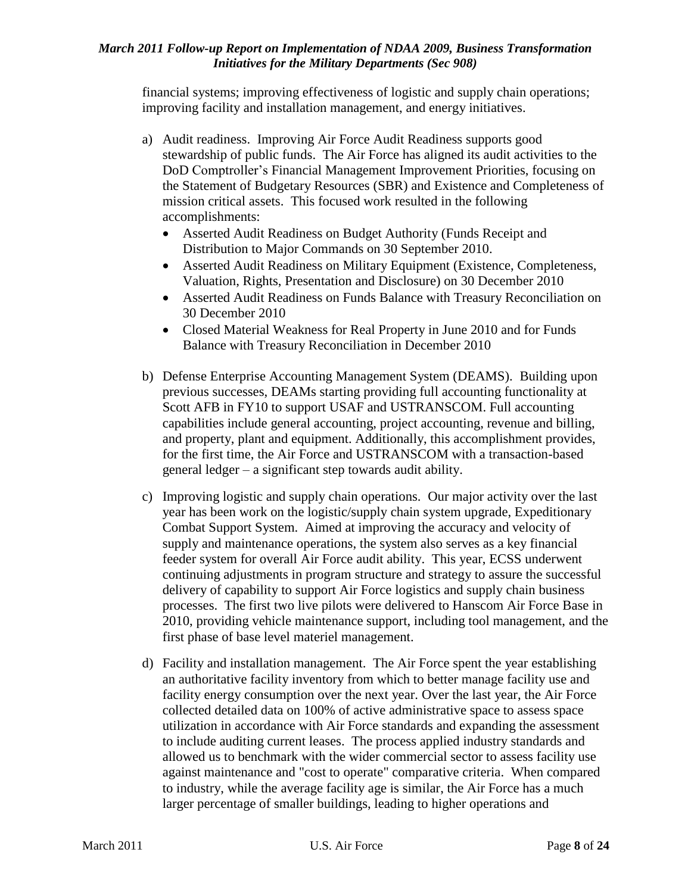financial systems; improving effectiveness of logistic and supply chain operations; improving facility and installation management, and energy initiatives.

a) Audit readiness. Improving Air Force Audit Readiness supports good stewardship of public funds. The Air Force has aligned its audit activities to the DoD Comptroller's Financial Management Improvement Priorities, focusing on the Statement of Budgetary Resources (SBR) and Existence and Completeness of mission critical assets. This focused work resulted in the following accomplishments:
   - Asserted Audit Readiness on Budget Authority (Funds Receipt and Distribution to Major Commands on 30 September 2010.
   - Asserted Audit Readiness on Military Equipment (Existence, Completeness, Valuation, Rights, Presentation and Disclosure) on 30 December 2010
   - Asserted Audit Readiness on Funds Balance with Treasury Reconciliation on 30 December 2010
   - Closed Material Weakness for Real Property in June 2010 and for Funds Balance with Treasury Reconciliation in December 2010

b) Defense Enterprise Accounting Management System (DEAMS). Building upon previous successes, DEAMs starting providing full accounting functionality at Scott AFB in FY10 to support USAF and USTRANSCOM. Full accounting capabilities include general accounting, project accounting, revenue and billing, and property, plant and equipment. Additionally, this accomplishment provides, for the first time, the Air Force and USTRANSCOM with a transaction-based general ledger – a significant step towards audit ability.

c) Improving logistic and supply chain operations. Our major activity over the last year has been work on the logistic/supply chain system upgrade, Expeditionary Combat Support System. Aimed at improving the accuracy and velocity of supply and maintenance operations, the system also serves as a key financial feeder system for overall Air Force audit ability. This year, ECSS underwent continuing adjustments in program structure and strategy to assure the successful delivery of capability to support Air Force logistics and supply chain business processes. The first two live pilots were delivered to Hanscom Air Force Base in 2010, providing vehicle maintenance support, including tool management, and the first phase of base level materiel management.

d) Facility and installation management. The Air Force spent the year establishing an authoritative facility inventory from which to better manage facility use and facility energy consumption over the next year. Over the last year, the Air Force collected detailed data on 100% of active administrative space to assess space utilization in accordance with Air Force standards and expanding the assessment to include auditing current leases. The process applied industry standards and allowed us to benchmark with the wider commercial sector to assess facility use against maintenance and "cost to operate" comparative criteria. When compared to industry, while the average facility age is similar, the Air Force has a much larger percentage of smaller buildings, leading to higher operations and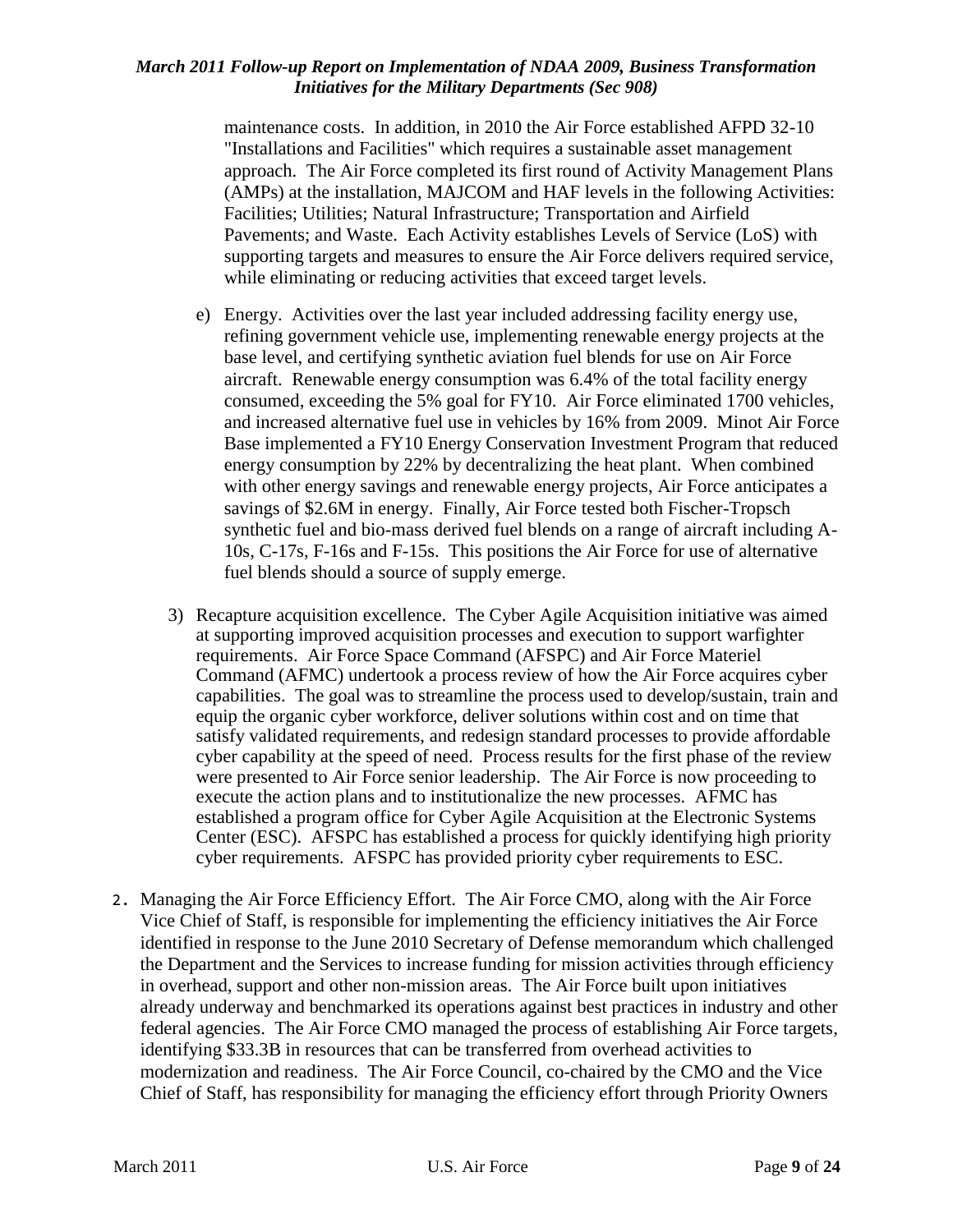maintenance costs. In addition, in 2010 the Air Force established AFPD 32-10 "Installations and Facilities" which requires a sustainable asset management approach. The Air Force completed its first round of Activity Management Plans (AMPs) at the installation, MAJCOM and HAF levels in the following Activities: Facilities; Utilities; Natural Infrastructure; Transportation and Airfield Pavements; and Waste. Each Activity establishes Levels of Service (LoS) with supporting targets and measures to ensure the Air Force delivers required service, while eliminating or reducing activities that exceed target levels.

e) Energy. Activities over the last year included addressing facility energy use, refining government vehicle use, implementing renewable energy projects at the base level, and certifying synthetic aviation fuel blends for use on Air Force aircraft. Renewable energy consumption was 6.4% of the total facility energy consumed, exceeding the 5% goal for FY10. Air Force eliminated 1700 vehicles, and increased alternative fuel use in vehicles by 16% from 2009. Minot Air Force Base implemented a FY10 Energy Conservation Investment Program that reduced energy consumption by 22% by decentralizing the heat plant. When combined with other energy savings and renewable energy projects, Air Force anticipates a savings of $2.6M in energy. Finally, Air Force tested both Fischer-Tropsch synthetic fuel and bio-mass derived fuel blends on a range of aircraft including A-10s, C-17s, F-16s and F-15s. This positions the Air Force for use of alternative fuel blends should a source of supply emerge.

3) Recapture acquisition excellence. The Cyber Agile Acquisition initiative was aimed at supporting improved acquisition processes and execution to support warfighter requirements. Air Force Space Command (AFSPC) and Air Force Materiel Command (AFMC) undertook a process review of how the Air Force acquires cyber capabilities. The goal was to streamline the process used to develop/sustain, train and equip the organic cyber workforce, deliver solutions within cost and on time that satisfy validated requirements, and redesign standard processes to provide affordable cyber capability at the speed of need. Process results for the first phase of the review were presented to Air Force senior leadership. The Air Force is now proceeding to execute the action plans and to institutionalize the new processes. AFMC has established a program office for Cyber Agile Acquisition at the Electronic Systems Center (ESC). AFSPC has established a process for quickly identifying high priority cyber requirements. AFSPC has provided priority cyber requirements to ESC.

2. Managing the Air Force Efficiency Effort. The Air Force CMO, along with the Air Force Vice Chief of Staff, is responsible for implementing the efficiency initiatives the Air Force identified in response to the June 2010 Secretary of Defense memorandum which challenged the Department and the Services to increase funding for mission activities through efficiency in overhead, support and other non-mission areas. The Air Force built upon initiatives already underway and benchmarked its operations against best practices in industry and other federal agencies. The Air Force CMO managed the process of establishing Air Force targets, identifying $33.3B in resources that can be transferred from overhead activities to modernization and readiness. The Air Force Council, co-chaired by the CMO and the Vice Chief of Staff, has responsibility for managing the efficiency effort through Priority Owners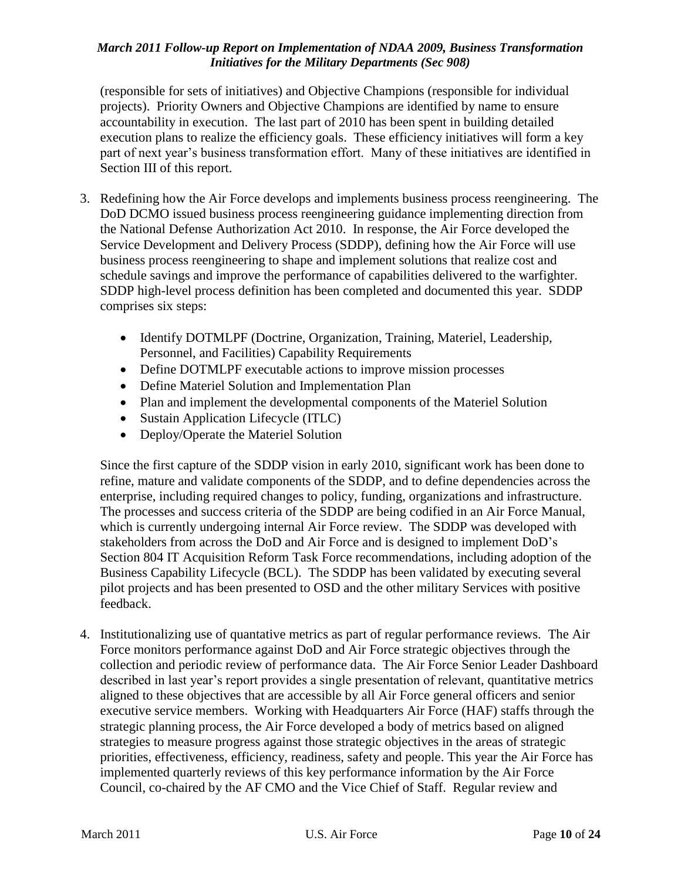(responsible for sets of initiatives) and Objective Champions (responsible for individual projects). Priority Owners and Objective Champions are identified by name to ensure accountability in execution. The last part of 2010 has been spent in building detailed execution plans to realize the efficiency goals. These efficiency initiatives will form a key part of next year's business transformation effort. Many of these initiatives are identified in Section III of this report.

3. Redefining how the Air Force develops and implements business process reengineering. The DoD DCMO issued business process reengineering guidance implementing direction from the National Defense Authorization Act 2010. In response, the Air Force developed the Service Development and Delivery Process (SDDP), defining how the Air Force will use business process reengineering to shape and implement solutions that realize cost and schedule savings and improve the performance of capabilities delivered to the warfighter. SDDP high-level process definition has been completed and documented this year. SDDP comprises six steps:

   - Identify DOTMLPF (Doctrine, Organization, Training, Materiel, Leadership, Personnel, and Facilities) Capability Requirements
   - Define DOTMLPF executable actions to improve mission processes
   - Define Materiel Solution and Implementation Plan
   - Plan and implement the developmental components of the Materiel Solution
   - Sustain Application Lifecycle (ITLC)
   - Deploy/Operate the Materiel Solution

   Since the first capture of the SDDP vision in early 2010, significant work has been done to refine, mature and validate components of the SDDP, and to define dependencies across the enterprise, including required changes to policy, funding, organizations and infrastructure. The processes and success criteria of the SDDP are being codified in an Air Force Manual, which is currently undergoing internal Air Force review. The SDDP was developed with stakeholders from across the DoD and Air Force and is designed to implement DoD's Section 804 IT Acquisition Reform Task Force recommendations, including adoption of the Business Capability Lifecycle (BCL). The SDDP has been validated by executing several pilot projects and has been presented to OSD and the other military Services with positive feedback.

4. Institutionalizing use of quantative metrics as part of regular performance reviews. The Air Force monitors performance against DoD and Air Force strategic objectives through the collection and periodic review of performance data. The Air Force Senior Leader Dashboard described in last year's report provides a single presentation of relevant, quantitative metrics aligned to these objectives that are accessible by all Air Force general officers and senior executive service members. Working with Headquarters Air Force (HAF) staffs through the strategic planning process, the Air Force developed a body of metrics based on aligned strategies to measure progress against those strategic objectives in the areas of strategic priorities, effectiveness, efficiency, readiness, safety and people. This year the Air Force has implemented quarterly reviews of this key performance information by the Air Force Council, co-chaired by the AF CMO and the Vice Chief of Staff. Regular review and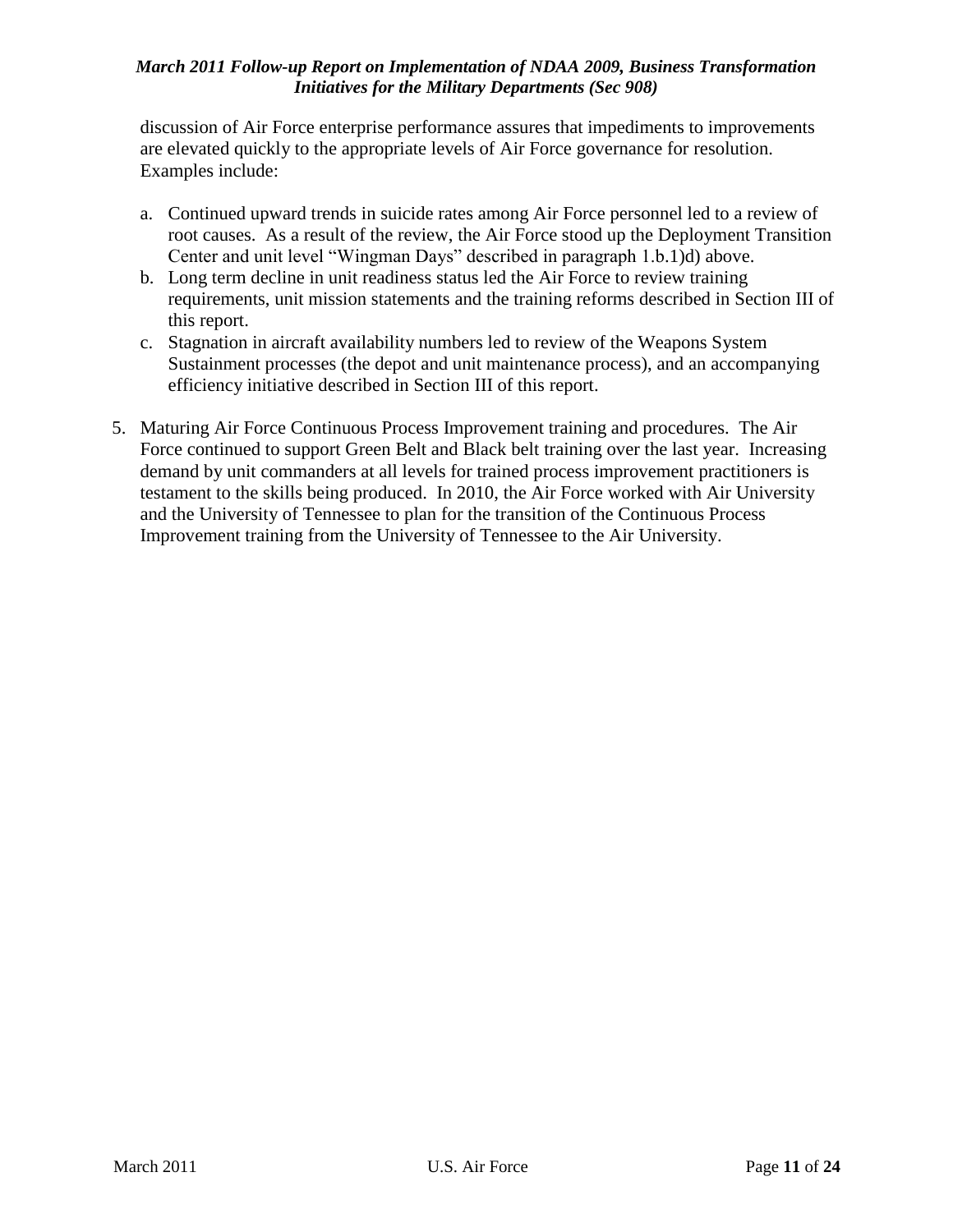discussion of Air Force enterprise performance assures that impediments to improvements are elevated quickly to the appropriate levels of Air Force governance for resolution. Examples include:

a. Continued upward trends in suicide rates among Air Force personnel led to a review of root causes. As a result of the review, the Air Force stood up the Deployment Transition Center and unit level "Wingman Days" described in paragraph 1.b.1)d) above.
b. Long term decline in unit readiness status led the Air Force to review training requirements, unit mission statements and the training reforms described in Section III of this report.
c. Stagnation in aircraft availability numbers led to review of the Weapons System Sustainment processes (the depot and unit maintenance process), and an accompanying efficiency initiative described in Section III of this report.

5. Maturing Air Force Continuous Process Improvement training and procedures. The Air Force continued to support Green Belt and Black belt training over the last year. Increasing demand by unit commanders at all levels for trained process improvement practitioners is testament to the skills being produced. In 2010, the Air Force worked with Air University and the University of Tennessee to plan for the transition of the Continuous Process Improvement training from the University of Tennessee to the Air University.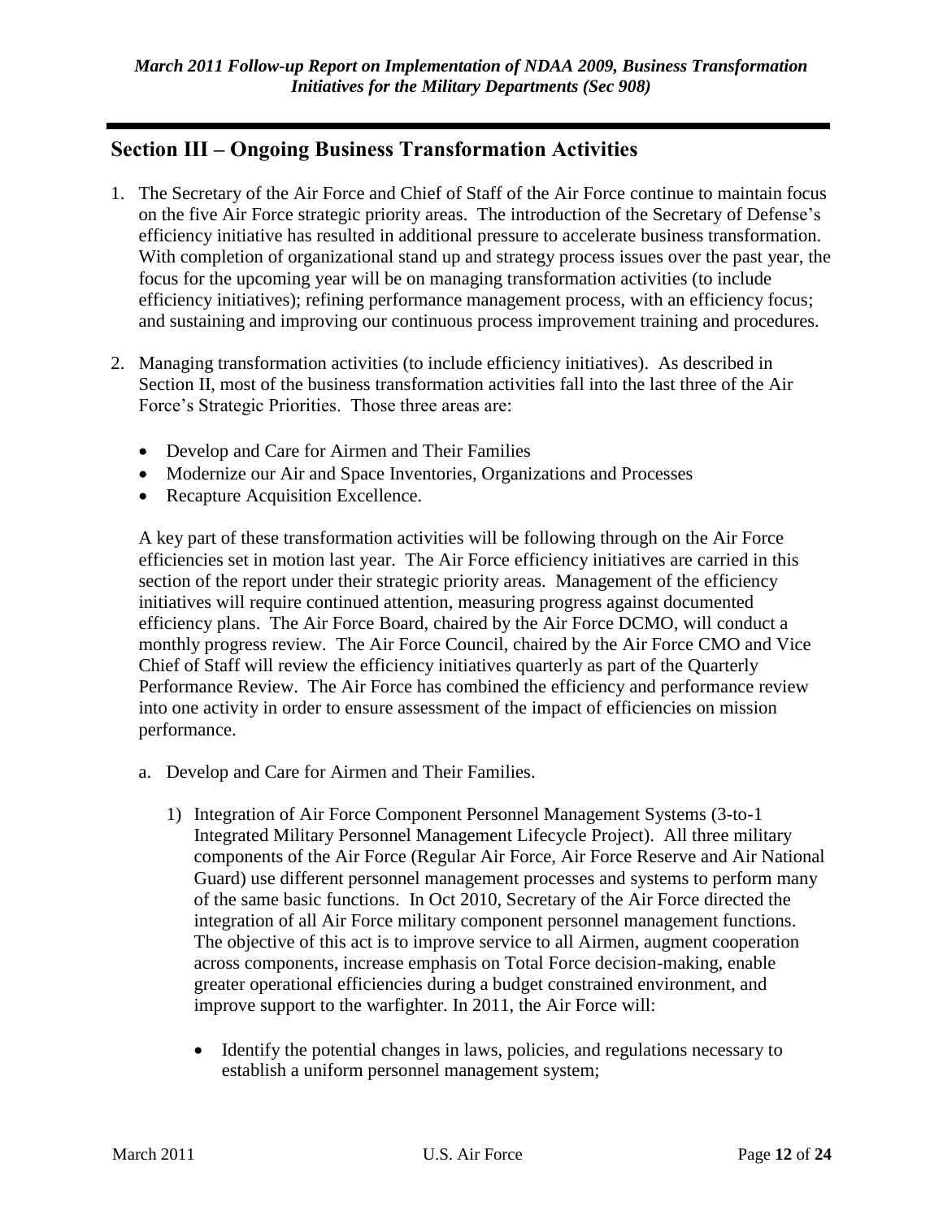## Section III – Ongoing Business Transformation Activities

1. The Secretary of the Air Force and Chief of Staff of the Air Force continue to maintain focus on the five Air Force strategic priority areas. The introduction of the Secretary of Defense's efficiency initiative has resulted in additional pressure to accelerate business transformation. With completion of organizational stand up and strategy process issues over the past year, the focus for the upcoming year will be on managing transformation activities (to include efficiency initiatives); refining performance management process, with an efficiency focus; and sustaining and improving our continuous process improvement training and procedures.

2. Managing transformation activities (to include efficiency initiatives). As described in Section II, most of the business transformation activities fall into the last three of the Air Force's Strategic Priorities. Those three areas are:

   - Develop and Care for Airmen and Their Families
   - Modernize our Air and Space Inventories, Organizations and Processes
   - Recapture Acquisition Excellence.

   A key part of these transformation activities will be following through on the Air Force efficiencies set in motion last year. The Air Force efficiency initiatives are carried in this section of the report under their strategic priority areas. Management of the efficiency initiatives will require continued attention, measuring progress against documented efficiency plans. The Air Force Board, chaired by the Air Force DCMO, will conduct a monthly progress review. The Air Force Council, chaired by the Air Force CMO and Vice Chief of Staff will review the efficiency initiatives quarterly as part of the Quarterly Performance Review. The Air Force has combined the efficiency and performance review into one activity in order to ensure assessment of the impact of efficiencies on mission performance.

   a. Develop and Care for Airmen and Their Families.

      1) Integration of Air Force Component Personnel Management Systems (3-to-1 Integrated Military Personnel Management Lifecycle Project). All three military components of the Air Force (Regular Air Force, Air Force Reserve and Air National Guard) use different personnel management processes and systems to perform many of the same basic functions. In Oct 2010, Secretary of the Air Force directed the integration of all Air Force military component personnel management functions. The objective of this act is to improve service to all Airmen, augment cooperation across components, increase emphasis on Total Force decision-making, enable greater operational efficiencies during a budget constrained environment, and improve support to the warfighter. In 2011, the Air Force will:

         - Identify the potential changes in laws, policies, and regulations necessary to establish a uniform personnel management system;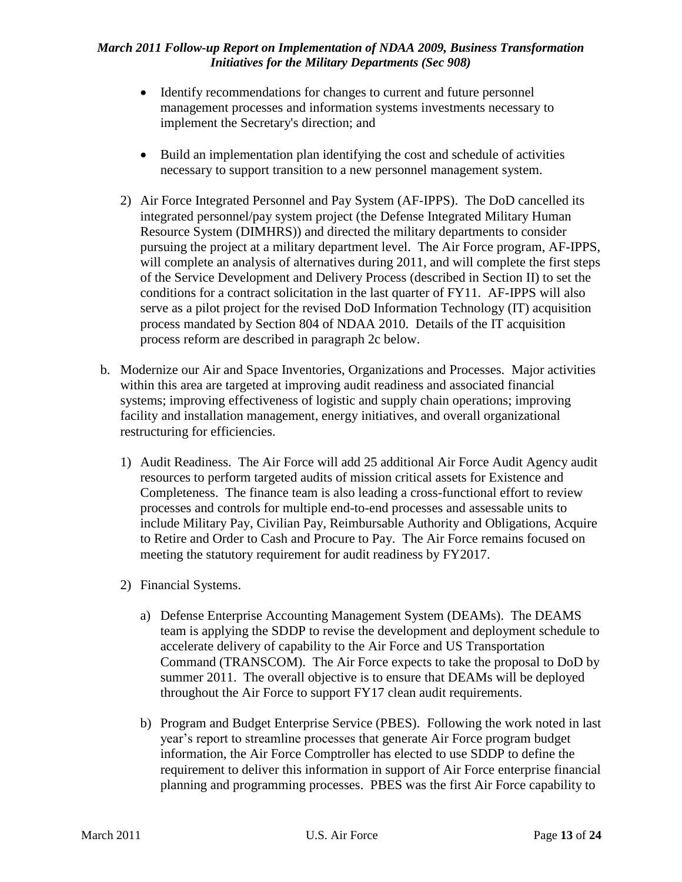- Identify recommendations for changes to current and future personnel management processes and information systems investments necessary to implement the Secretary's direction; and

- Build an implementation plan identifying the cost and schedule of activities necessary to support transition to a new personnel management system.

2) Air Force Integrated Personnel and Pay System (AF-IPPS). The DoD cancelled its integrated personnel/pay system project (the Defense Integrated Military Human Resource System (DIMHRS)) and directed the military departments to consider pursuing the project at a military department level. The Air Force program, AF-IPPS, will complete an analysis of alternatives during 2011, and will complete the first steps of the Service Development and Delivery Process (described in Section II) to set the conditions for a contract solicitation in the last quarter of FY11. AF-IPPS will also serve as a pilot project for the revised DoD Information Technology (IT) acquisition process mandated by Section 804 of NDAA 2010. Details of the IT acquisition process reform are described in paragraph 2c below.

b. Modernize our Air and Space Inventories, Organizations and Processes. Major activities within this area are targeted at improving audit readiness and associated financial systems; improving effectiveness of logistic and supply chain operations; improving facility and installation management, energy initiatives, and overall organizational restructuring for efficiencies.

1) Audit Readiness. The Air Force will add 25 additional Air Force Audit Agency audit resources to perform targeted audits of mission critical assets for Existence and Completeness. The finance team is also leading a cross-functional effort to review processes and controls for multiple end-to-end processes and assessable units to include Military Pay, Civilian Pay, Reimbursable Authority and Obligations, Acquire to Retire and Order to Cash and Procure to Pay. The Air Force remains focused on meeting the statutory requirement for audit readiness by FY2017.

2) Financial Systems.

a) Defense Enterprise Accounting Management System (DEAMs). The DEAMS team is applying the SDDP to revise the development and deployment schedule to accelerate delivery of capability to the Air Force and US Transportation Command (TRANSCOM). The Air Force expects to take the proposal to DoD by summer 2011. The overall objective is to ensure that DEAMs will be deployed throughout the Air Force to support FY17 clean audit requirements.

b) Program and Budget Enterprise Service (PBES). Following the work noted in last year's report to streamline processes that generate Air Force program budget information, the Air Force Comptroller has elected to use SDDP to define the requirement to deliver this information in support of Air Force enterprise financial planning and programming processes. PBES was the first Air Force capability to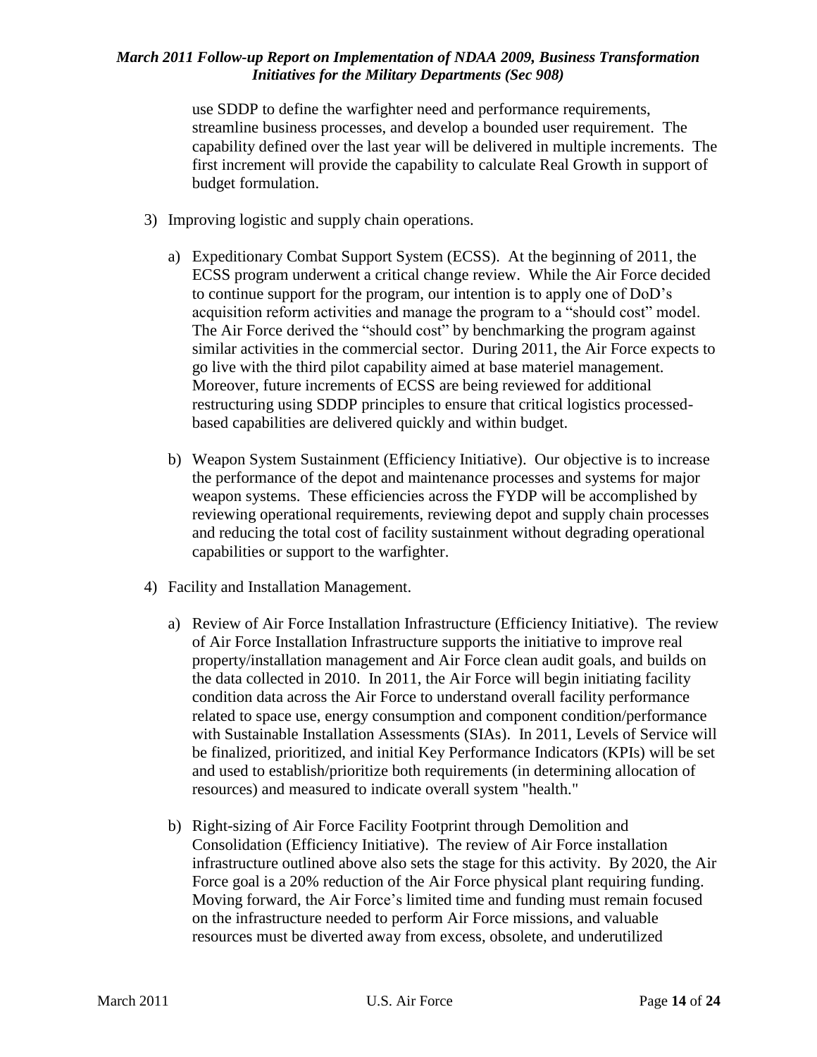use SDDP to define the warfighter need and performance requirements, streamline business processes, and develop a bounded user requirement. The capability defined over the last year will be delivered in multiple increments. The first increment will provide the capability to calculate Real Growth in support of budget formulation.

3) Improving logistic and supply chain operations.

   a) Expeditionary Combat Support System (ECSS). At the beginning of 2011, the ECSS program underwent a critical change review. While the Air Force decided to continue support for the program, our intention is to apply one of DoD's acquisition reform activities and manage the program to a "should cost" model. The Air Force derived the "should cost" by benchmarking the program against similar activities in the commercial sector. During 2011, the Air Force expects to go live with the third pilot capability aimed at base materiel management. Moreover, future increments of ECSS are being reviewed for additional restructuring using SDDP principles to ensure that critical logistics processed-based capabilities are delivered quickly and within budget.

   b) Weapon System Sustainment (Efficiency Initiative). Our objective is to increase the performance of the depot and maintenance processes and systems for major weapon systems. These efficiencies across the FYDP will be accomplished by reviewing operational requirements, reviewing depot and supply chain processes and reducing the total cost of facility sustainment without degrading operational capabilities or support to the warfighter.

4) Facility and Installation Management.

   a) Review of Air Force Installation Infrastructure (Efficiency Initiative). The review of Air Force Installation Infrastructure supports the initiative to improve real property/installation management and Air Force clean audit goals, and builds on the data collected in 2010. In 2011, the Air Force will begin initiating facility condition data across the Air Force to understand overall facility performance related to space use, energy consumption and component condition/performance with Sustainable Installation Assessments (SIAs). In 2011, Levels of Service will be finalized, prioritized, and initial Key Performance Indicators (KPIs) will be set and used to establish/prioritize both requirements (in determining allocation of resources) and measured to indicate overall system "health."

   b) Right-sizing of Air Force Facility Footprint through Demolition and Consolidation (Efficiency Initiative). The review of Air Force installation infrastructure outlined above also sets the stage for this activity. By 2020, the Air Force goal is a 20% reduction of the Air Force physical plant requiring funding. Moving forward, the Air Force's limited time and funding must remain focused on the infrastructure needed to perform Air Force missions, and valuable resources must be diverted away from excess, obsolete, and underutilized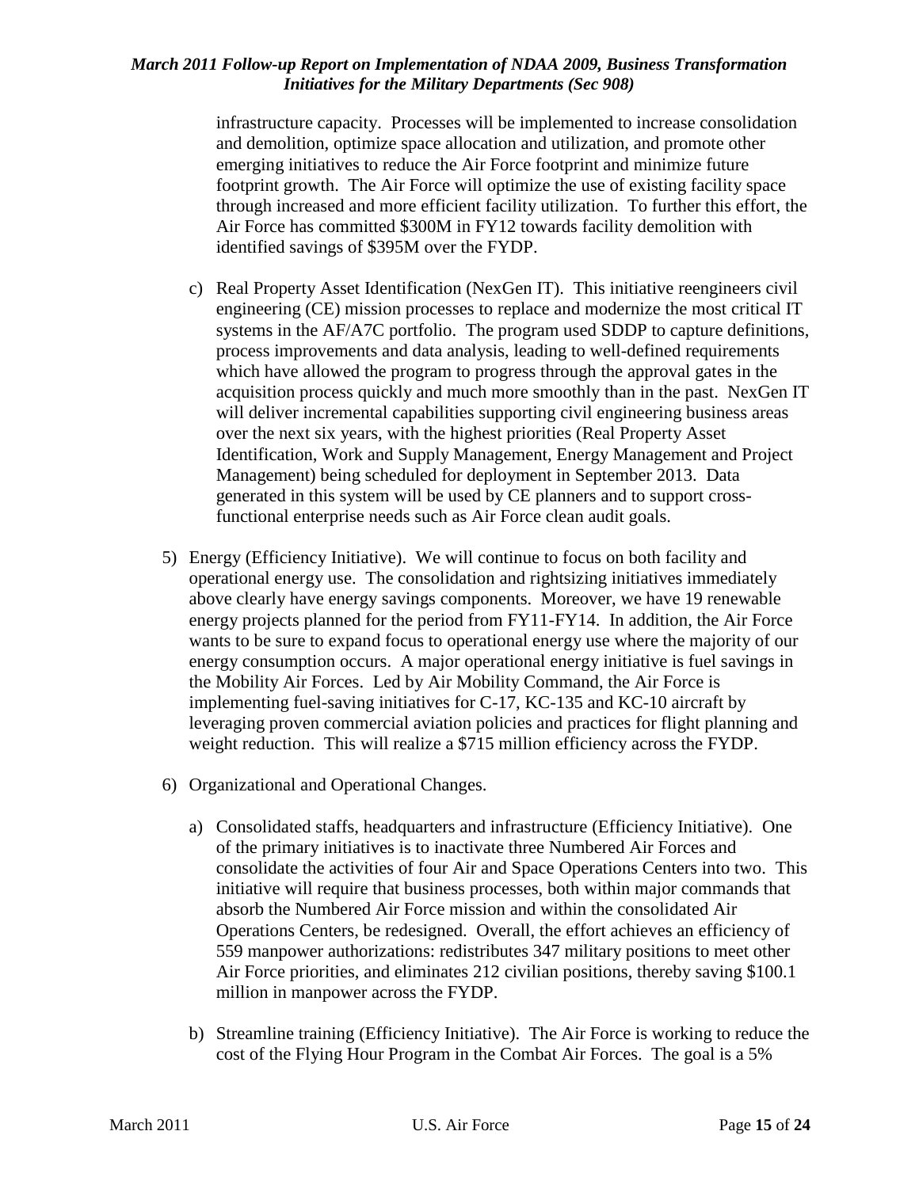infrastructure capacity. Processes will be implemented to increase consolidation and demolition, optimize space allocation and utilization, and promote other emerging initiatives to reduce the Air Force footprint and minimize future footprint growth. The Air Force will optimize the use of existing facility space through increased and more efficient facility utilization. To further this effort, the Air Force has committed $300M in FY12 towards facility demolition with identified savings of $395M over the FYDP.

c) Real Property Asset Identification (NexGen IT). This initiative reengineers civil engineering (CE) mission processes to replace and modernize the most critical IT systems in the AF/A7C portfolio. The program used SDDP to capture definitions, process improvements and data analysis, leading to well-defined requirements which have allowed the program to progress through the approval gates in the acquisition process quickly and much more smoothly than in the past. NexGen IT will deliver incremental capabilities supporting civil engineering business areas over the next six years, with the highest priorities (Real Property Asset Identification, Work and Supply Management, Energy Management and Project Management) being scheduled for deployment in September 2013. Data generated in this system will be used by CE planners and to support cross-functional enterprise needs such as Air Force clean audit goals.

5) Energy (Efficiency Initiative). We will continue to focus on both facility and operational energy use. The consolidation and rightsizing initiatives immediately above clearly have energy savings components. Moreover, we have 19 renewable energy projects planned for the period from FY11-FY14. In addition, the Air Force wants to be sure to expand focus to operational energy use where the majority of our energy consumption occurs. A major operational energy initiative is fuel savings in the Mobility Air Forces. Led by Air Mobility Command, the Air Force is implementing fuel-saving initiatives for C-17, KC-135 and KC-10 aircraft by leveraging proven commercial aviation policies and practices for flight planning and weight reduction. This will realize a $715 million efficiency across the FYDP.

6) Organizational and Operational Changes.

a) Consolidated staffs, headquarters and infrastructure (Efficiency Initiative). One of the primary initiatives is to inactivate three Numbered Air Forces and consolidate the activities of four Air and Space Operations Centers into two. This initiative will require that business processes, both within major commands that absorb the Numbered Air Force mission and within the consolidated Air Operations Centers, be redesigned. Overall, the effort achieves an efficiency of 559 manpower authorizations: redistributes 347 military positions to meet other Air Force priorities, and eliminates 212 civilian positions, thereby saving $100.1 million in manpower across the FYDP.

b) Streamline training (Efficiency Initiative). The Air Force is working to reduce the cost of the Flying Hour Program in the Combat Air Forces. The goal is a 5%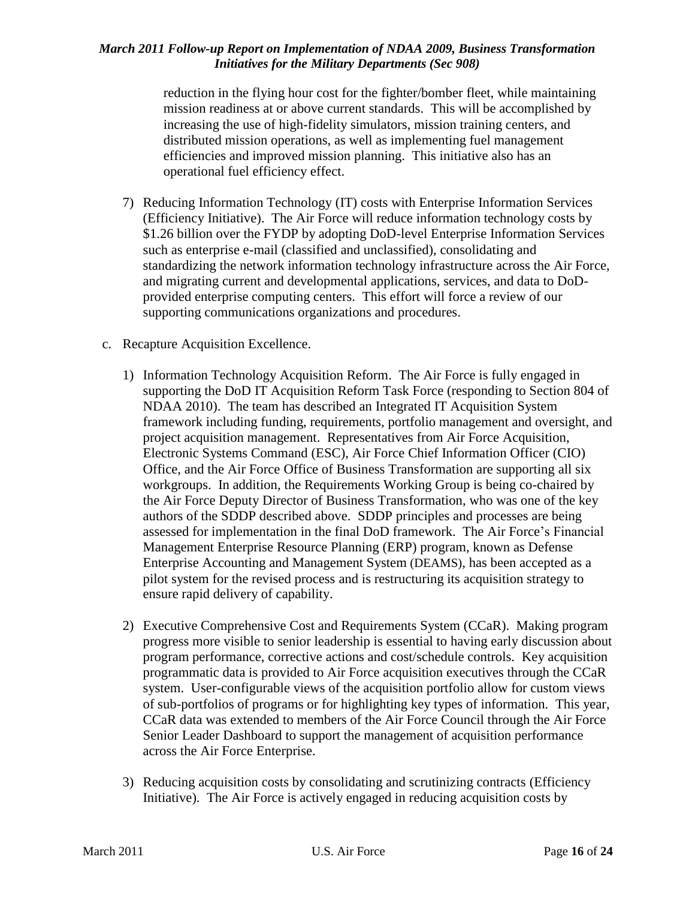reduction in the flying hour cost for the fighter/bomber fleet, while maintaining mission readiness at or above current standards. This will be accomplished by increasing the use of high-fidelity simulators, mission training centers, and distributed mission operations, as well as implementing fuel management efficiencies and improved mission planning. This initiative also has an operational fuel efficiency effect.

7) Reducing Information Technology (IT) costs with Enterprise Information Services (Efficiency Initiative). The Air Force will reduce information technology costs by \$1.26 billion over the FYDP by adopting DoD-level Enterprise Information Services such as enterprise e-mail (classified and unclassified), consolidating and standardizing the network information technology infrastructure across the Air Force, and migrating current and developmental applications, services, and data to DoD-provided enterprise computing centers. This effort will force a review of our supporting communications organizations and procedures.

c. Recapture Acquisition Excellence.

1) Information Technology Acquisition Reform. The Air Force is fully engaged in supporting the DoD IT Acquisition Reform Task Force (responding to Section 804 of NDAA 2010). The team has described an Integrated IT Acquisition System framework including funding, requirements, portfolio management and oversight, and project acquisition management. Representatives from Air Force Acquisition, Electronic Systems Command (ESC), Air Force Chief Information Officer (CIO) Office, and the Air Force Office of Business Transformation are supporting all six workgroups. In addition, the Requirements Working Group is being co-chaired by the Air Force Deputy Director of Business Transformation, who was one of the key authors of the SDDP described above. SDDP principles and processes are being assessed for implementation in the final DoD framework. The Air Force's Financial Management Enterprise Resource Planning (ERP) program, known as Defense Enterprise Accounting and Management System (DEAMS), has been accepted as a pilot system for the revised process and is restructuring its acquisition strategy to ensure rapid delivery of capability.

2) Executive Comprehensive Cost and Requirements System (CCaR). Making program progress more visible to senior leadership is essential to having early discussion about program performance, corrective actions and cost/schedule controls. Key acquisition programmatic data is provided to Air Force acquisition executives through the CCaR system. User-configurable views of the acquisition portfolio allow for custom views of sub-portfolios of programs or for highlighting key types of information. This year, CCaR data was extended to members of the Air Force Council through the Air Force Senior Leader Dashboard to support the management of acquisition performance across the Air Force Enterprise.

3) Reducing acquisition costs by consolidating and scrutinizing contracts (Efficiency Initiative). The Air Force is actively engaged in reducing acquisition costs by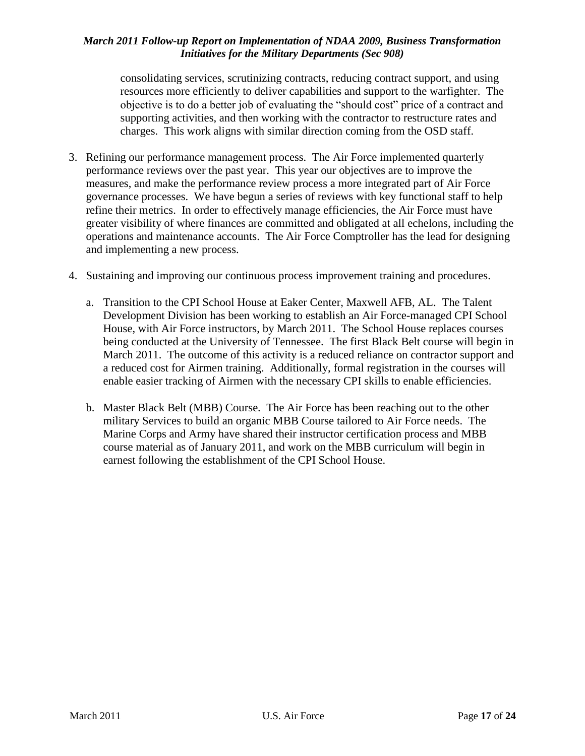consolidating services, scrutinizing contracts, reducing contract support, and using resources more efficiently to deliver capabilities and support to the warfighter. The objective is to do a better job of evaluating the "should cost" price of a contract and supporting activities, and then working with the contractor to restructure rates and charges. This work aligns with similar direction coming from the OSD staff.

3. Refining our performance management process. The Air Force implemented quarterly performance reviews over the past year. This year our objectives are to improve the measures, and make the performance review process a more integrated part of Air Force governance processes. We have begun a series of reviews with key functional staff to help refine their metrics. In order to effectively manage efficiencies, the Air Force must have greater visibility of where finances are committed and obligated at all echelons, including the operations and maintenance accounts. The Air Force Comptroller has the lead for designing and implementing a new process.

4. Sustaining and improving our continuous process improvement training and procedures.

   a. Transition to the CPI School House at Eaker Center, Maxwell AFB, AL. The Talent Development Division has been working to establish an Air Force-managed CPI School House, with Air Force instructors, by March 2011. The School House replaces courses being conducted at the University of Tennessee. The first Black Belt course will begin in March 2011. The outcome of this activity is a reduced reliance on contractor support and a reduced cost for Airmen training. Additionally, formal registration in the courses will enable easier tracking of Airmen with the necessary CPI skills to enable efficiencies.

   b. Master Black Belt (MBB) Course. The Air Force has been reaching out to the other military Services to build an organic MBB Course tailored to Air Force needs. The Marine Corps and Army have shared their instructor certification process and MBB course material as of January 2011, and work on the MBB curriculum will begin in earnest following the establishment of the CPI School House.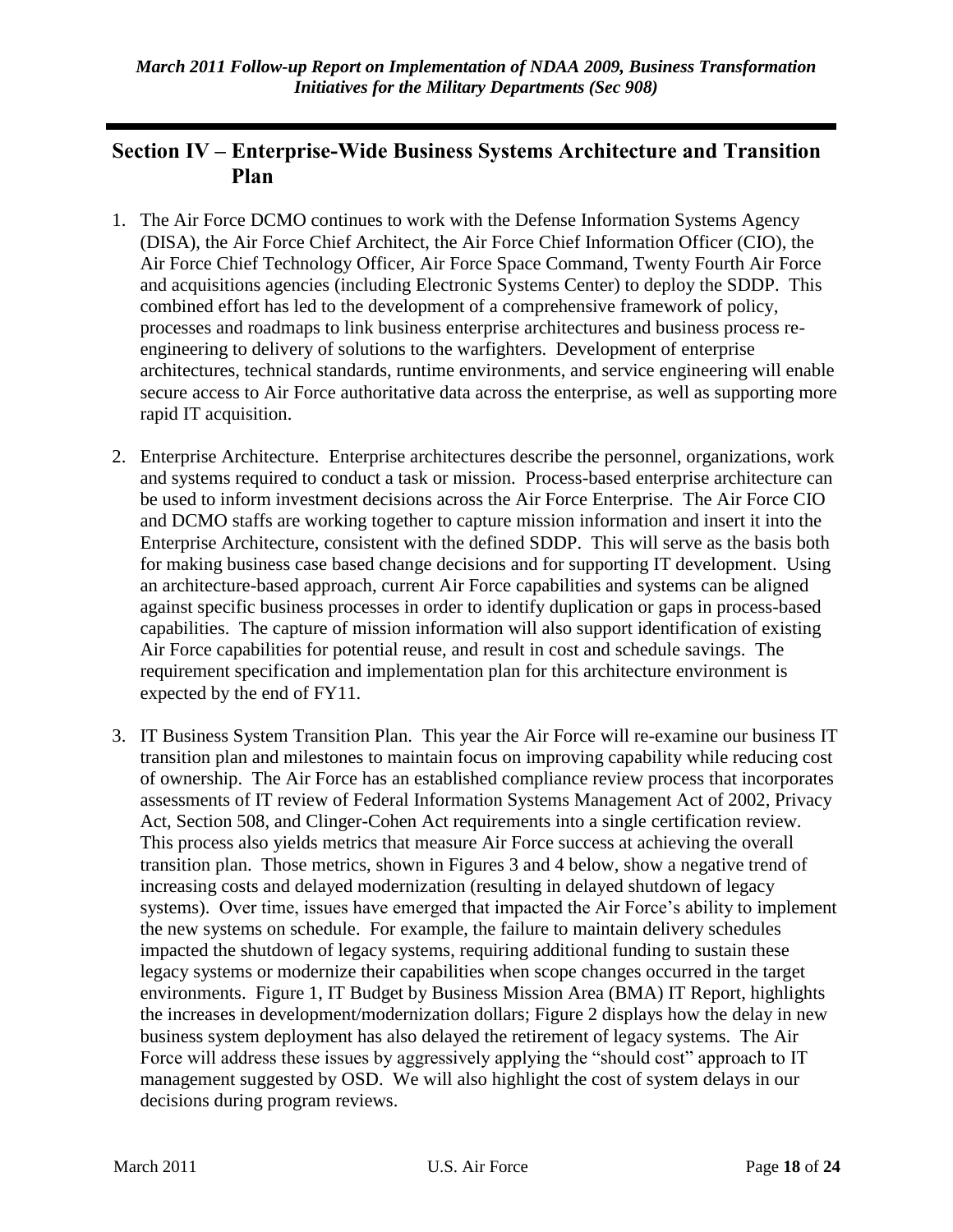## Section IV – Enterprise-Wide Business Systems Architecture and Transition Plan

1. The Air Force DCMO continues to work with the Defense Information Systems Agency (DISA), the Air Force Chief Architect, the Air Force Chief Information Officer (CIO), the Air Force Chief Technology Officer, Air Force Space Command, Twenty Fourth Air Force and acquisitions agencies (including Electronic Systems Center) to deploy the SDDP. This combined effort has led to the development of a comprehensive framework of policy, processes and roadmaps to link business enterprise architectures and business process re-engineering to delivery of solutions to the warfighters. Development of enterprise architectures, technical standards, runtime environments, and service engineering will enable secure access to Air Force authoritative data across the enterprise, as well as supporting more rapid IT acquisition.

2. Enterprise Architecture. Enterprise architectures describe the personnel, organizations, work and systems required to conduct a task or mission. Process-based enterprise architecture can be used to inform investment decisions across the Air Force Enterprise. The Air Force CIO and DCMO staffs are working together to capture mission information and insert it into the Enterprise Architecture, consistent with the defined SDDP. This will serve as the basis both for making business case based change decisions and for supporting IT development. Using an architecture-based approach, current Air Force capabilities and systems can be aligned against specific business processes in order to identify duplication or gaps in process-based capabilities. The capture of mission information will also support identification of existing Air Force capabilities for potential reuse, and result in cost and schedule savings. The requirement specification and implementation plan for this architecture environment is expected by the end of FY11.

3. IT Business System Transition Plan. This year the Air Force will re-examine our business IT transition plan and milestones to maintain focus on improving capability while reducing cost of ownership. The Air Force has an established compliance review process that incorporates assessments of IT review of Federal Information Systems Management Act of 2002, Privacy Act, Section 508, and Clinger-Cohen Act requirements into a single certification review. This process also yields metrics that measure Air Force success at achieving the overall transition plan. Those metrics, shown in Figures 3 and 4 below, show a negative trend of increasing costs and delayed modernization (resulting in delayed shutdown of legacy systems). Over time, issues have emerged that impacted the Air Force's ability to implement the new systems on schedule. For example, the failure to maintain delivery schedules impacted the shutdown of legacy systems, requiring additional funding to sustain these legacy systems or modernize their capabilities when scope changes occurred in the target environments. Figure 1, IT Budget by Business Mission Area (BMA) IT Report, highlights the increases in development/modernization dollars; Figure 2 displays how the delay in new business system deployment has also delayed the retirement of legacy systems. The Air Force will address these issues by aggressively applying the "should cost" approach to IT management suggested by OSD. We will also highlight the cost of system delays in our decisions during program reviews.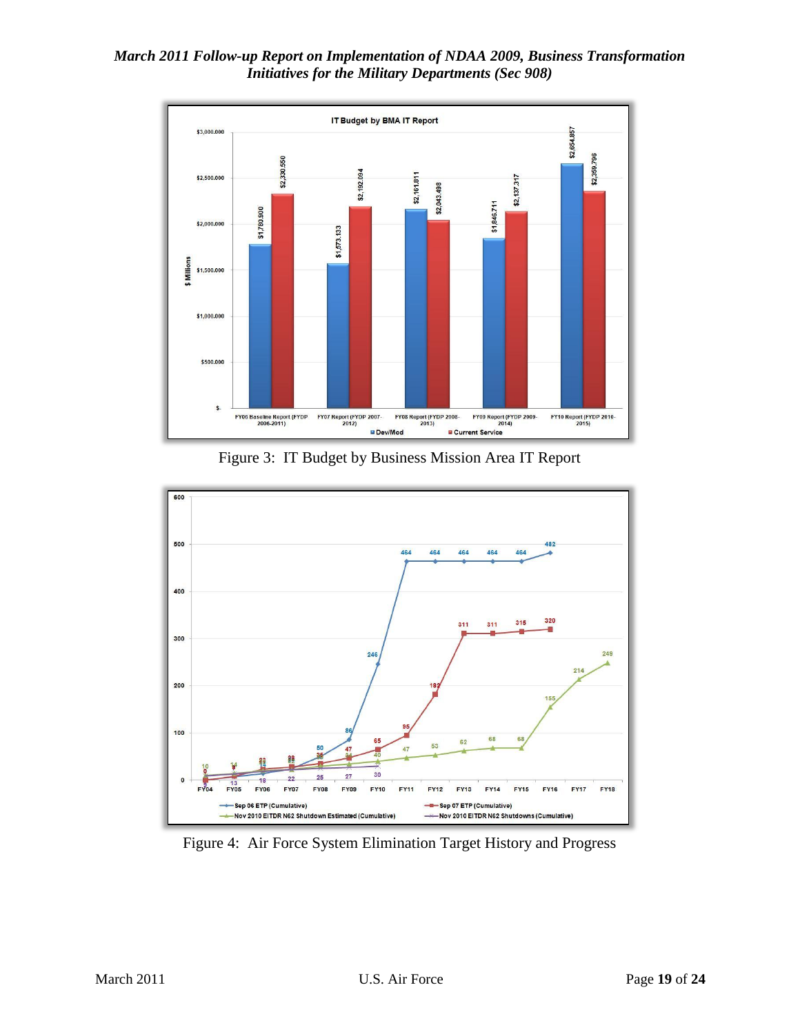Figure 3: IT Budget by Business Mission Area IT Report

Figure 4: Air Force System Elimination Target History and Progress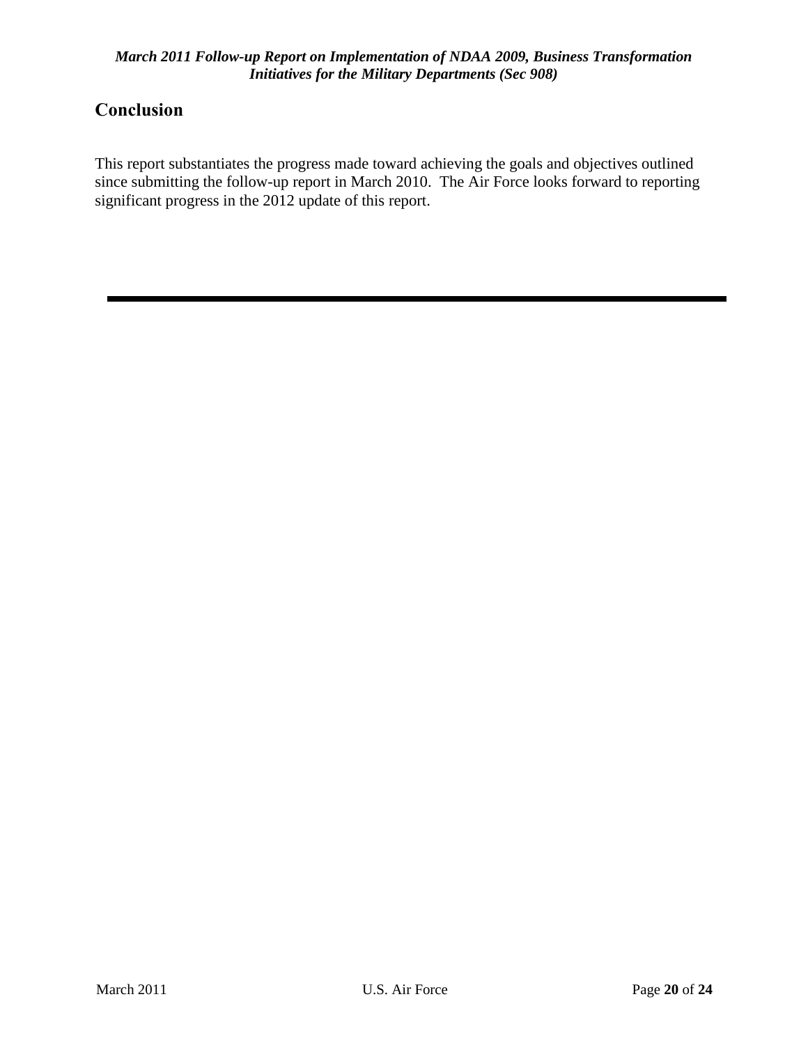## Conclusion

This report substantiates the progress made toward achieving the goals and objectives outlined since submitting the follow-up report in March 2010. The Air Force looks forward to reporting significant progress in the 2012 update of this report.

---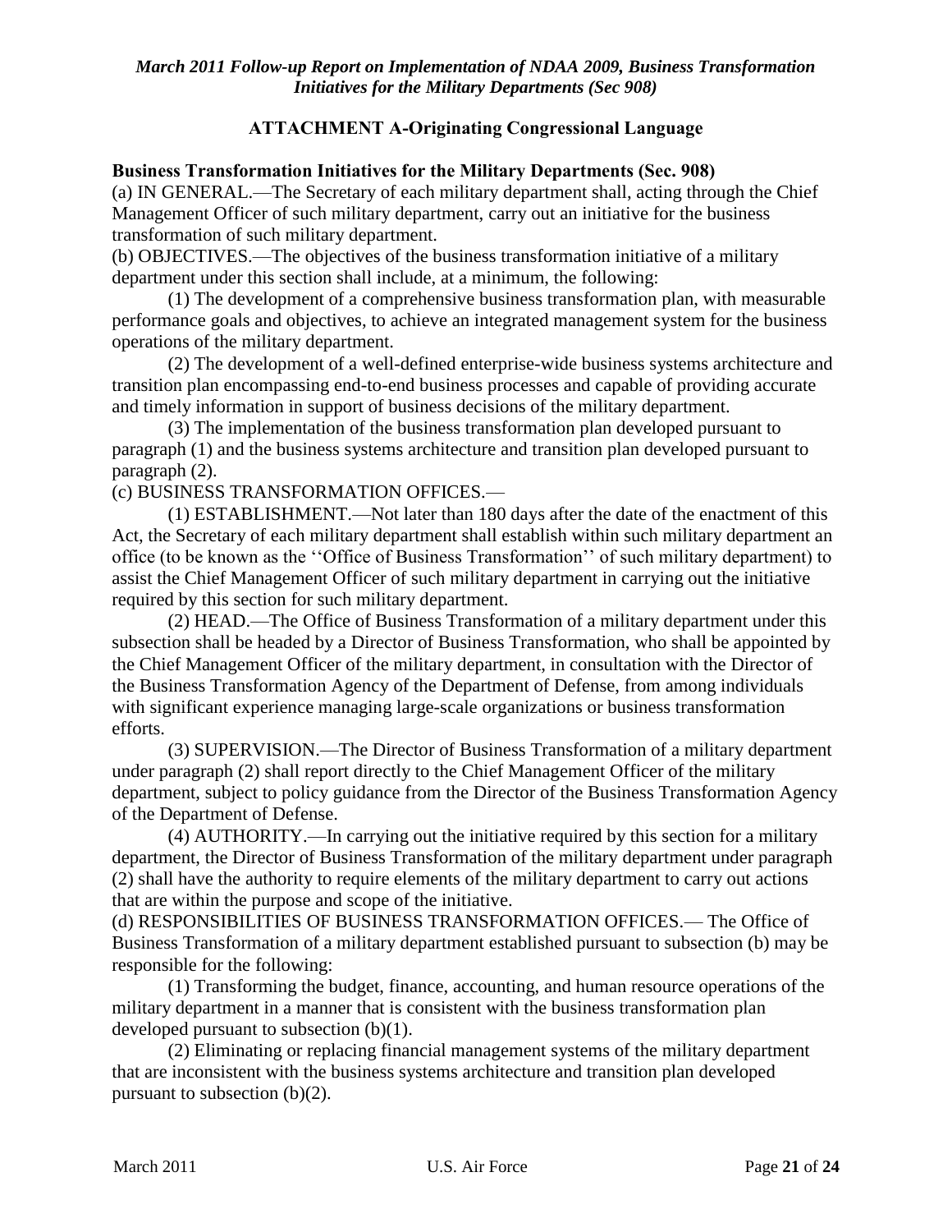## ATTACHMENT A-Originating Congressional Language

**Business Transformation Initiatives for the Military Departments (Sec. 908)**

(a) IN GENERAL.—The Secretary of each military department shall, acting through the Chief Management Officer of such military department, carry out an initiative for the business transformation of such military department.

(b) OBJECTIVES.—The objectives of the business transformation initiative of a military department under this section shall include, at a minimum, the following:

(1) The development of a comprehensive business transformation plan, with measurable performance goals and objectives, to achieve an integrated management system for the business operations of the military department.

(2) The development of a well-defined enterprise-wide business systems architecture and transition plan encompassing end-to-end business processes and capable of providing accurate and timely information in support of business decisions of the military department.

(3) The implementation of the business transformation plan developed pursuant to paragraph (1) and the business systems architecture and transition plan developed pursuant to paragraph (2).

(c) BUSINESS TRANSFORMATION OFFICES.—

(1) ESTABLISHMENT.—Not later than 180 days after the date of the enactment of this Act, the Secretary of each military department shall establish within such military department an office (to be known as the ''Office of Business Transformation'' of such military department) to assist the Chief Management Officer of such military department in carrying out the initiative required by this section for such military department.

(2) HEAD.—The Office of Business Transformation of a military department under this subsection shall be headed by a Director of Business Transformation, who shall be appointed by the Chief Management Officer of the military department, in consultation with the Director of the Business Transformation Agency of the Department of Defense, from among individuals with significant experience managing large-scale organizations or business transformation efforts.

(3) SUPERVISION.—The Director of Business Transformation of a military department under paragraph (2) shall report directly to the Chief Management Officer of the military department, subject to policy guidance from the Director of the Business Transformation Agency of the Department of Defense.

(4) AUTHORITY.—In carrying out the initiative required by this section for a military department, the Director of Business Transformation of the military department under paragraph (2) shall have the authority to require elements of the military department to carry out actions that are within the purpose and scope of the initiative.

(d) RESPONSIBILITIES OF BUSINESS TRANSFORMATION OFFICES.— The Office of Business Transformation of a military department established pursuant to subsection (b) may be responsible for the following:

(1) Transforming the budget, finance, accounting, and human resource operations of the military department in a manner that is consistent with the business transformation plan developed pursuant to subsection (b)(1).

(2) Eliminating or replacing financial management systems of the military department that are inconsistent with the business systems architecture and transition plan developed pursuant to subsection (b)(2).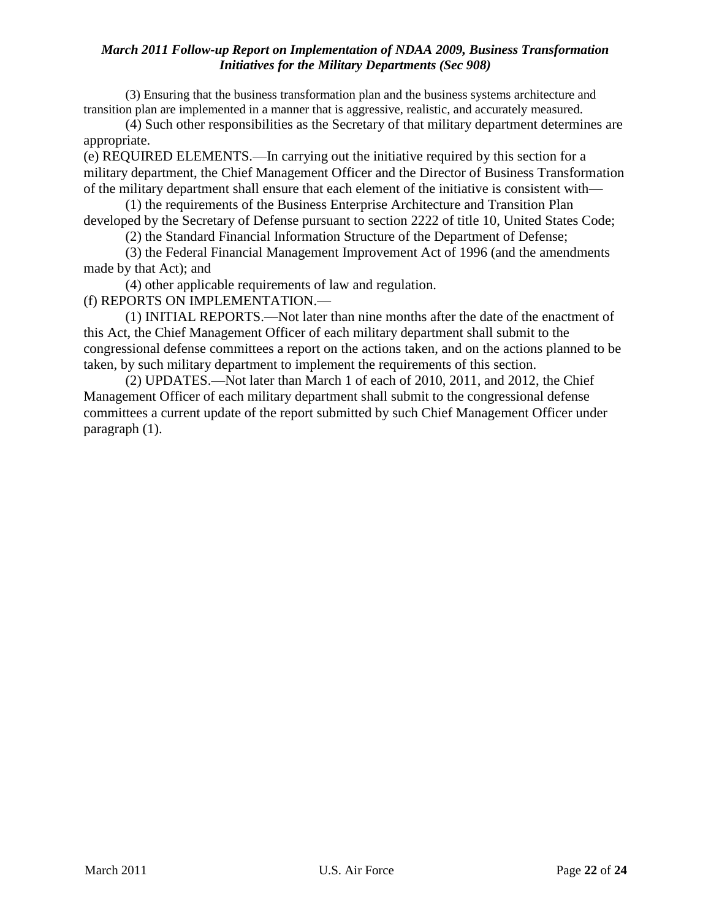(3) Ensuring that the business transformation plan and the business systems architecture and transition plan are implemented in a manner that is aggressive, realistic, and accurately measured.

(4) Such other responsibilities as the Secretary of that military department determines are appropriate.

(e) REQUIRED ELEMENTS.—In carrying out the initiative required by this section for a military department, the Chief Management Officer and the Director of Business Transformation of the military department shall ensure that each element of the initiative is consistent with—

(1) the requirements of the Business Enterprise Architecture and Transition Plan developed by the Secretary of Defense pursuant to section 2222 of title 10, United States Code;

(2) the Standard Financial Information Structure of the Department of Defense;

(3) the Federal Financial Management Improvement Act of 1996 (and the amendments made by that Act); and

(4) other applicable requirements of law and regulation.

(f) REPORTS ON IMPLEMENTATION.—

(1) INITIAL REPORTS.—Not later than nine months after the date of the enactment of this Act, the Chief Management Officer of each military department shall submit to the congressional defense committees a report on the actions taken, and on the actions planned to be taken, by such military department to implement the requirements of this section.

(2) UPDATES.—Not later than March 1 of each of 2010, 2011, and 2012, the Chief Management Officer of each military department shall submit to the congressional defense committees a current update of the report submitted by such Chief Management Officer under paragraph (1).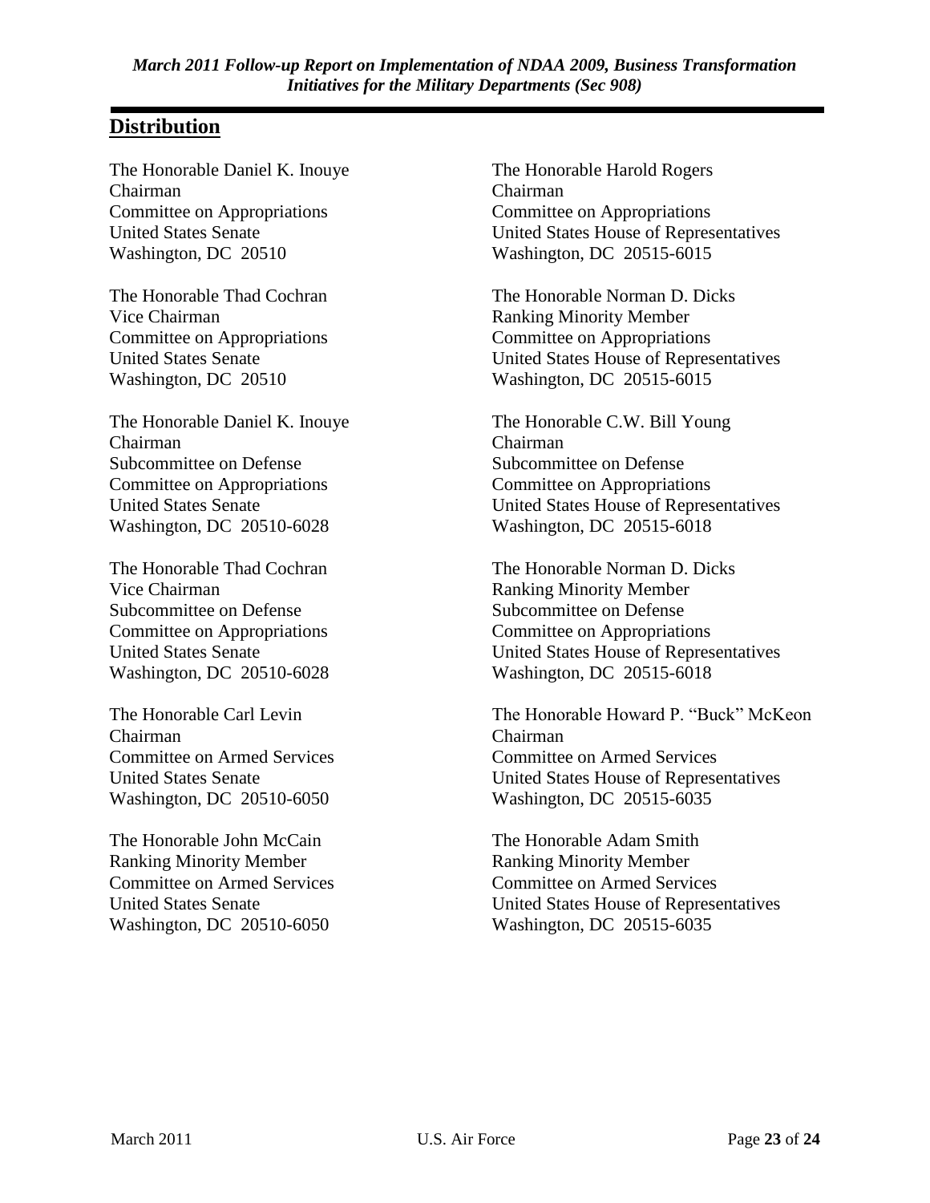## Distribution

The Honorable Daniel K. Inouye
Chairman
Committee on Appropriations
United States Senate
Washington, DC 20510

The Honorable Thad Cochran
Vice Chairman
Committee on Appropriations
United States Senate
Washington, DC 20510

The Honorable Daniel K. Inouye
Chairman
Subcommittee on Defense
Committee on Appropriations
United States Senate
Washington, DC 20510-6028

The Honorable Thad Cochran
Vice Chairman
Subcommittee on Defense
Committee on Appropriations
United States Senate
Washington, DC 20510-6028

The Honorable Carl Levin
Chairman
Committee on Armed Services
United States Senate
Washington, DC 20510-6050

The Honorable John McCain
Ranking Minority Member
Committee on Armed Services
United States Senate
Washington, DC 20510-6050

The Honorable Harold Rogers
Chairman
Committee on Appropriations
United States House of Representatives
Washington, DC 20515-6015

The Honorable Norman D. Dicks
Ranking Minority Member
Committee on Appropriations
United States House of Representatives
Washington, DC 20515-6015

The Honorable C.W. Bill Young
Chairman
Subcommittee on Defense
Committee on Appropriations
United States House of Representatives
Washington, DC 20515-6018

The Honorable Norman D. Dicks
Ranking Minority Member
Subcommittee on Defense
Committee on Appropriations
United States House of Representatives
Washington, DC 20515-6018

The Honorable Howard P. "Buck" McKeon
Chairman
Committee on Armed Services
United States House of Representatives
Washington, DC 20515-6035

The Honorable Adam Smith
Ranking Minority Member
Committee on Armed Services
United States House of Representatives
Washington, DC 20515-6035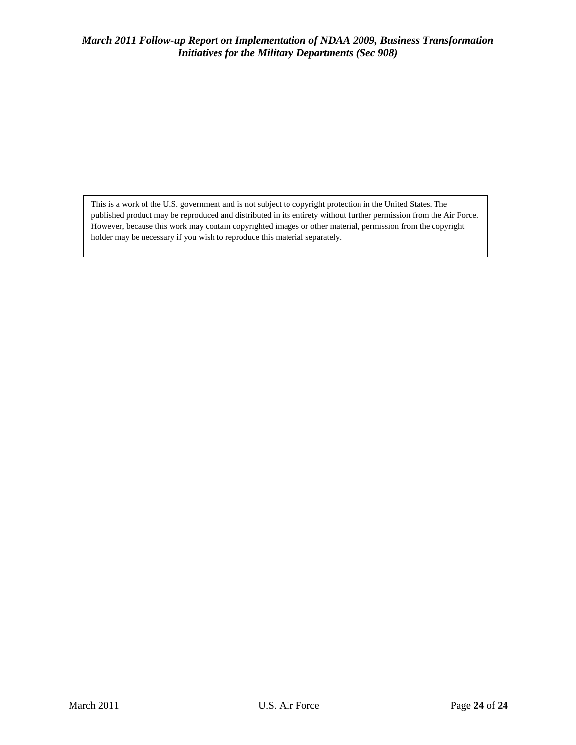This is a work of the U.S. government and is not subject to copyright protection in the United States. The published product may be reproduced and distributed in its entirety without further permission from the Air Force. However, because this work may contain copyrighted images or other material, permission from the copyright holder may be necessary if you wish to reproduce this material separately.